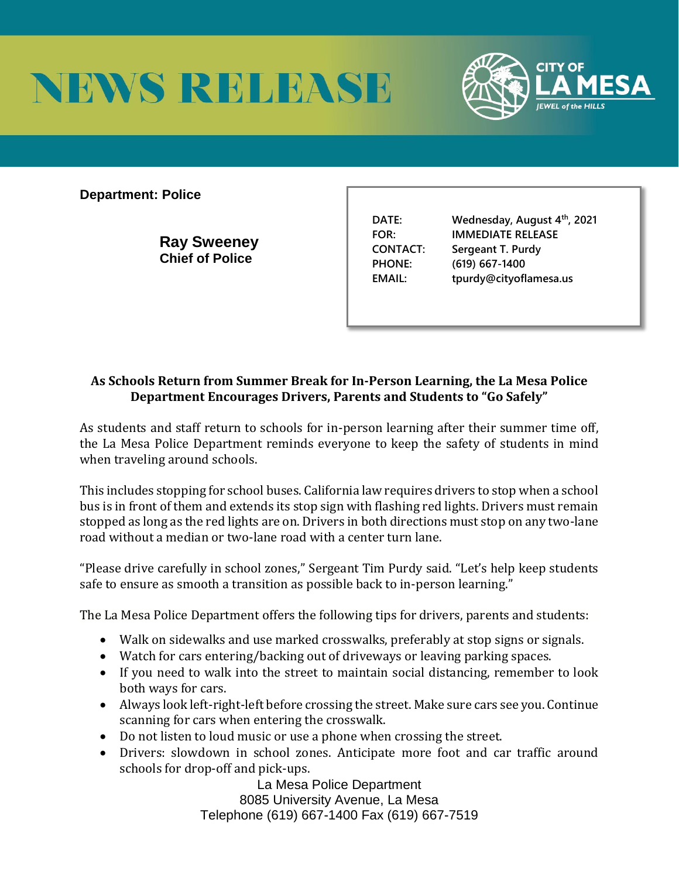# NEWS RELEASE

CITY OF LA MESA
JEWEL of the HILLS

**Department: Police**

**Ray Sweeney**
**Chief of Police**

| | |
|---|---|
| DATE: | Wednesday, August 4th, 2021 |
| FOR: | IMMEDIATE RELEASE |
| CONTACT: | Sergeant T. Purdy |
| PHONE: | (619) 667-1400 |
| EMAIL: | tpurdy@cityoflamesa.us |

**As Schools Return from Summer Break for In-Person Learning, the La Mesa Police Department Encourages Drivers, Parents and Students to "Go Safely"**

As students and staff return to schools for in-person learning after their summer time off, the La Mesa Police Department reminds everyone to keep the safety of students in mind when traveling around schools.

This includes stopping for school buses. California law requires drivers to stop when a school bus is in front of them and extends its stop sign with flashing red lights. Drivers must remain stopped as long as the red lights are on. Drivers in both directions must stop on any two-lane road without a median or two-lane road with a center turn lane.

"Please drive carefully in school zones," Sergeant Tim Purdy said. "Let's help keep students safe to ensure as smooth a transition as possible back to in-person learning."

The La Mesa Police Department offers the following tips for drivers, parents and students:

- Walk on sidewalks and use marked crosswalks, preferably at stop signs or signals.
- Watch for cars entering/backing out of driveways or leaving parking spaces.
- If you need to walk into the street to maintain social distancing, remember to look both ways for cars.
- Always look left-right-left before crossing the street. Make sure cars see you. Continue scanning for cars when entering the crosswalk.
- Do not listen to loud music or use a phone when crossing the street.
- Drivers: slowdown in school zones. Anticipate more foot and car traffic around schools for drop-off and pick-ups.

La Mesa Police Department
8085 University Avenue, La Mesa
Telephone (619) 667-1400 Fax (619) 667-7519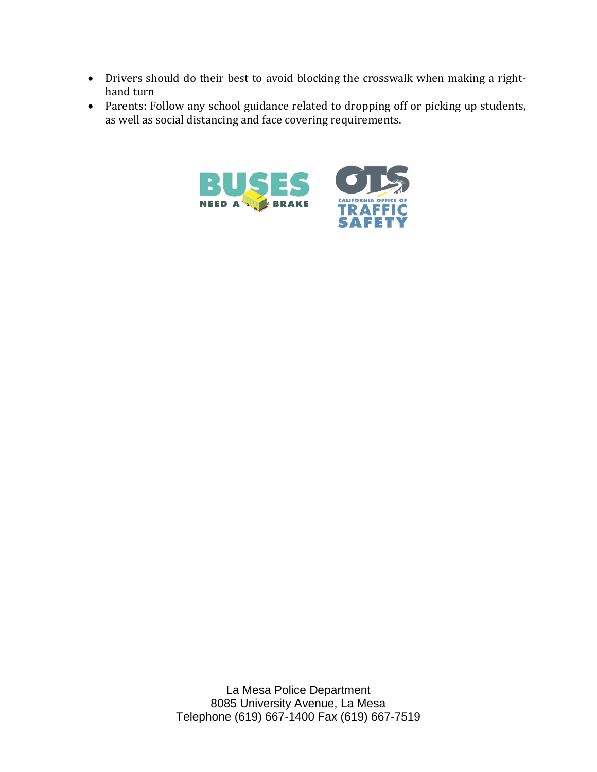- Drivers should do their best to avoid blocking the crosswalk when making a right-hand turn
- Parents: Follow any school guidance related to dropping off or picking up students, as well as social distancing and face covering requirements.

BUSES NEED A BRAKE

OTS CALIFORNIA OFFICE OF TRAFFIC SAFETY

La Mesa Police Department
8085 University Avenue, La Mesa
Telephone (619) 667-1400 Fax (619) 667-7519